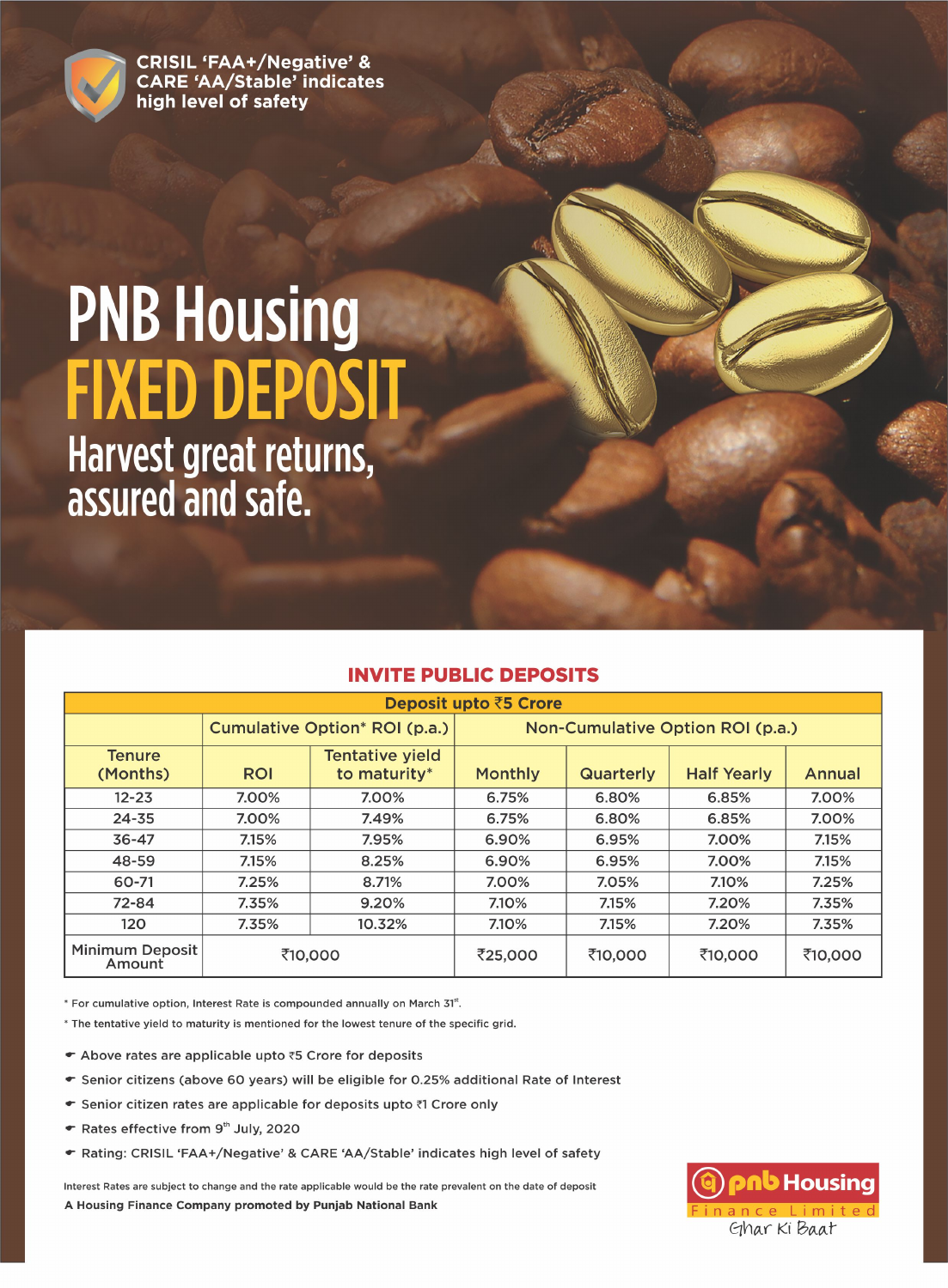CRISIL 'FAA+/Negative' & CARE 'AA/Stable' indicates high level of safety

# PNB Housing
# FIXED DEPOSIT

## Harvest great returns, assured and safe.

### INVITE PUBLIC DEPOSITS

| Deposit upto ₹5 Crore | | | | | | |
|---|---|---|---|---|---|---|
| | Cumulative Option* ROI (p.a.) | | Non-Cumulative Option ROI (p.a.) | | | |
| Tenure (Months) | ROI | Tentative yield to maturity* | Monthly | Quarterly | Half Yearly | Annual |
| 12-23 | 7.00% | 7.00% | 6.75% | 6.80% | 6.85% | 7.00% |
| 24-35 | 7.00% | 7.49% | 6.75% | 6.80% | 6.85% | 7.00% |
| 36-47 | 7.15% | 7.95% | 6.90% | 6.95% | 7.00% | 7.15% |
| 48-59 | 7.15% | 8.25% | 6.90% | 6.95% | 7.00% | 7.15% |
| 60-71 | 7.25% | 8.71% | 7.00% | 7.05% | 7.10% | 7.25% |
| 72-84 | 7.35% | 9.20% | 7.10% | 7.15% | 7.20% | 7.35% |
| 120 | 7.35% | 10.32% | 7.10% | 7.15% | 7.20% | 7.35% |
| Minimum Deposit Amount | ₹10,000 | | ₹25,000 | ₹10,000 | ₹10,000 | ₹10,000 |

* For cumulative option, Interest Rate is compounded annually on March 31st.

* The tentative yield to maturity is mentioned for the lowest tenure of the specific grid.

- Above rates are applicable upto ₹5 Crore for deposits
- Senior citizens (above 60 years) will be eligible for 0.25% additional Rate of Interest
- Senior citizen rates are applicable for deposits upto ₹1 Crore only
- Rates effective from 9th July, 2020
- Rating: CRISIL 'FAA+/Negative' & CARE 'AA/Stable' indicates high level of safety

Interest Rates are subject to change and the rate applicable would be the rate prevalent on the date of deposit

**A Housing Finance Company promoted by Punjab National Bank**

pnb Housing Finance Limited

Ghar Ki Baat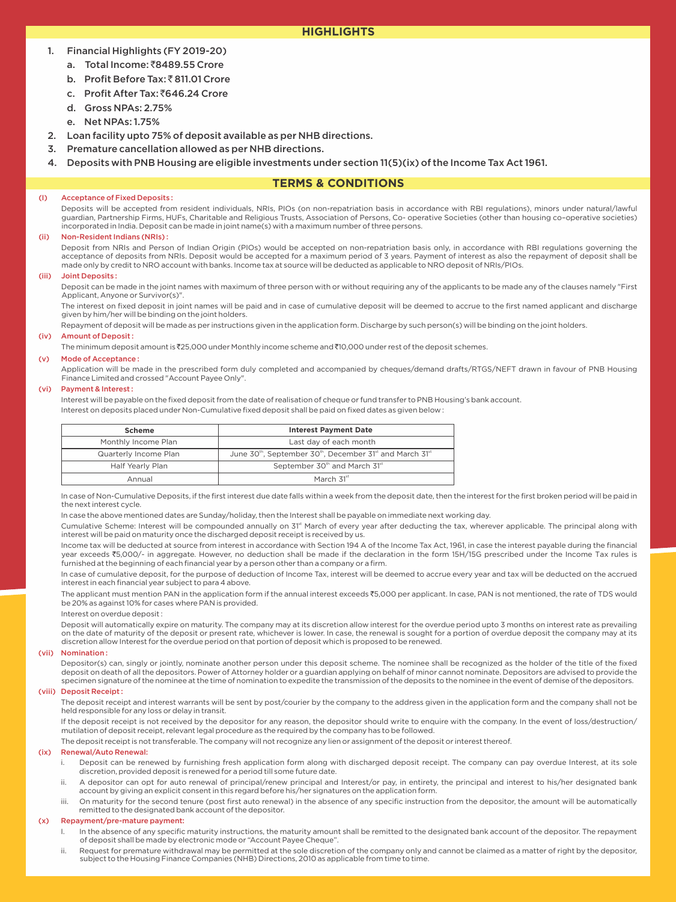## HIGHLIGHTS

1. Financial Highlights (FY 2019-20)
   a. Total Income: ₹8489.55 Crore
   b. Profit Before Tax: ₹ 811.01 Crore
   c. Profit After Tax: ₹646.24 Crore
   d. Gross NPAs: 2.75%
   e. Net NPAs: 1.75%
2. Loan facility upto 75% of deposit available as per NHB directions.
3. Premature cancellation allowed as per NHB directions.
4. Deposits with PNB Housing are eligible investments under section 11(5)(ix) of the Income Tax Act 1961.

## TERMS & CONDITIONS

**(I) Acceptance of Fixed Deposits :**

Deposits will be accepted from resident individuals, NRIs, PIOs (on non-repatriation basis in accordance with RBI regulations), minors under natural/lawful guardian, Partnership Firms, HUFs, Charitable and Religious Trusts, Association of Persons, Co- operative Societies (other than housing co–operative societies) incorporated in India. Deposit can be made in joint name(s) with a maximum number of three persons.

**(ii) Non-Resident Indians (NRIs) :**

Deposit from NRIs and Person of Indian Origin (PIOs) would be accepted on non-repatriation basis only, in accordance with RBI regulations governing the acceptance of deposits from NRIs. Deposit would be accepted for a maximum period of 3 years. Payment of interest as also the repayment of deposit shall be made only by credit to NRO account with banks. Income tax at source will be deducted as applicable to NRO deposit of NRIs/PIOs.

**(iii) Joint Deposits :**

Deposit can be made in the joint names with maximum of three person with or without requiring any of the applicants to be made any of the clauses namely "First Applicant, Anyone or Survivor(s)".

The interest on fixed deposit in joint names will be paid and in case of cumulative deposit will be deemed to accrue to the first named applicant and discharge given by him/her will be binding on the joint holders.

Repayment of deposit will be made as per instructions given in the application form. Discharge by such person(s) will be binding on the joint holders.

**(iv) Amount of Deposit :**

The minimum deposit amount is ₹25,000 under Monthly income scheme and ₹10,000 under rest of the deposit schemes.

**(v) Mode of Acceptance :**

Application will be made in the prescribed form duly completed and accompanied by cheques/demand drafts/RTGS/NEFT drawn in favour of PNB Housing Finance Limited and crossed "Account Payee Only".

**(vi) Payment & Interest :**

Interest will be payable on the fixed deposit from the date of realisation of cheque or fund transfer to PNB Housing's bank account.

Interest on deposits placed under Non-Cumulative fixed deposit shall be paid on fixed dates as given below :

| Scheme | Interest Payment Date |
|---|---|
| Monthly Income Plan | Last day of each month |
| Quarterly Income Plan | June 30th, September 30th, December 31st and March 31st |
| Half Yearly Plan | September 30th and March 31st |
| Annual | March 31st |

In case of Non-Cumulative Deposits, if the first interest due date falls within a week from the deposit date, then the interest for the first broken period will be paid in the next interest cycle.

In case the above mentioned dates are Sunday/holiday, then the Interest shall be payable on immediate next working day.

Cumulative Scheme: Interest will be compounded annually on 31st March of every year after deducting the tax, wherever applicable. The principal along with interest will be paid on maturity once the discharged deposit receipt is received by us.

Income tax will be deducted at source from interest in accordance with Section 194 A of the Income Tax Act, 1961, in case the interest payable during the financial year exceeds ₹5,000/- in aggregate. However, no deduction shall be made if the declaration in the form 15H/15G prescribed under the Income Tax rules is furnished at the beginning of each financial year by a person other than a company or a firm.

In case of cumulative deposit, for the purpose of deduction of Income Tax, interest will be deemed to accrue every year and tax will be deducted on the accrued interest in each financial year subject to para 4 above.

The applicant must mention PAN in the application form if the annual interest exceeds ₹5,000 per applicant. In case, PAN is not mentioned, the rate of TDS would be 20% as against 10% for cases where PAN is provided.

Interest on overdue deposit :

Deposit will automatically expire on maturity. The company may at its discretion allow interest for the overdue period upto 3 months on interest rate as prevailing on the date of maturity of the deposit or present rate, whichever is lower. In case, the renewal is sought for a portion of overdue deposit the company may at its discretion allow Interest for the overdue period on that portion of deposit which is proposed to be renewed.

**(vii) Nomination :**

Depositor(s) can, singly or jointly, nominate another person under this deposit scheme. The nominee shall be recognized as the holder of the title of the fixed deposit on death of all the depositors. Power of Attorney holder or a guardian applying on behalf of minor cannot nominate. Depositors are advised to provide the specimen signature of the nominee at the time of nomination to expedite the transmission of the deposits to the nominee in the event of demise of the depositors.

**(viii) Deposit Receipt :**

The deposit receipt and interest warrants will be sent by post/courier by the company to the address given in the application form and the company shall not be held responsible for any loss or delay in transit.

If the deposit receipt is not received by the depositor for any reason, the depositor should write to enquire with the company. In the event of loss/destruction/ mutilation of deposit receipt, relevant legal procedure as the required by the company has to be followed.

The deposit receipt is not transferable. The company will not recognize any lien or assignment of the deposit or interest thereof.

**(ix) Renewal/Auto Renewal:**

i. Deposit can be renewed by furnishing fresh application form along with discharged deposit receipt. The company can pay overdue Interest, at its sole discretion, provided deposit is renewed for a period till some future date.

ii. A depositor can opt for auto renewal of principal/renew principal and Interest/or pay, in entirety, the principal and interest to his/her designated bank account by giving an explicit consent in this regard before his/her signatures on the application form.

iii. On maturity for the second tenure (post first auto renewal) in the absence of any specific instruction from the depositor, the amount will be automatically remitted to the designated bank account of the depositor.

**(x) Repayment/pre-mature payment:**

I. In the absence of any specific maturity instructions, the maturity amount shall be remitted to the designated bank account of the depositor. The repayment of deposit shall be made by electronic mode or "Account Payee Cheque".

ii. Request for premature withdrawal may be permitted at the sole discretion of the company only and cannot be claimed as a matter of right by the depositor, subject to the Housing Finance Companies (NHB) Directions, 2010 as applicable from time to time.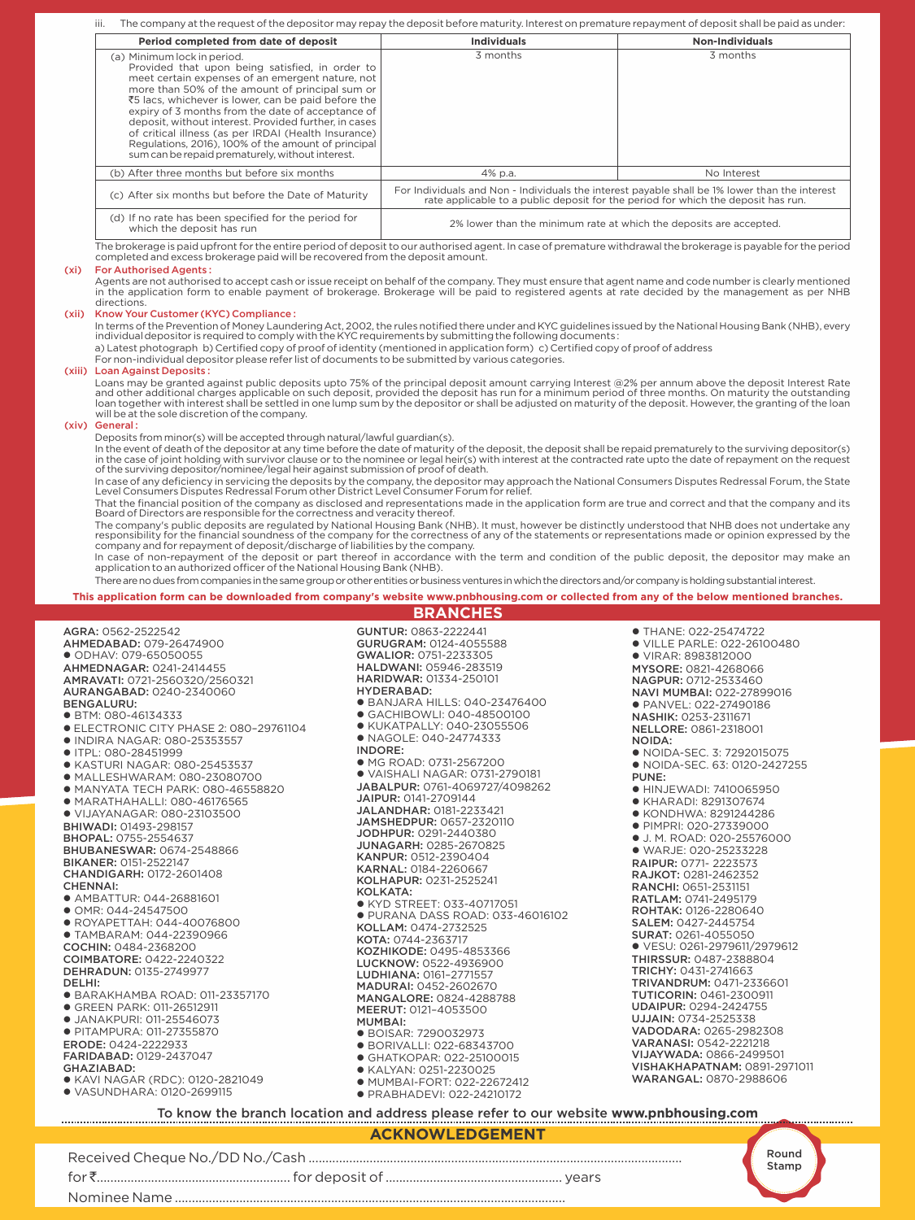iii. The company at the request of the depositor may repay the deposit before maturity. Interest on premature repayment of deposit shall be paid as under:

| Period completed from date of deposit | Individuals | Non-Individuals |
|---|---|---|
| (a) Minimum lock in period. Provided that upon being satisfied, in order to meet certain expenses of an emergent nature, not more than 50% of the amount of principal sum or ₹5 lacs, whichever is lower, can be paid before the expiry of 3 months from the date of acceptance of deposit, without interest. Provided further, in cases of critical illness (as per IRDAI (Health Insurance) Regulations, 2016), 100% of the amount of principal sum can be repaid prematurely, without interest. | 3 months | 3 months |
| (b) After three months but before six months | 4% p.a. | No Interest |
| (c) After six months but before the Date of Maturity | For Individuals and Non - Individuals the interest payable shall be 1% lower than the interest rate applicable to a public deposit for the period for which the deposit has run. | |
| (d) If no rate has been specified for the period for which the deposit has run | 2% lower than the minimum rate at which the deposits are accepted. | |

The brokerage is paid upfront for the entire period of deposit to our authorised agent. In case of premature withdrawal the brokerage is payable for the period completed and excess brokerage paid will be recovered from the deposit amount.

**(xi) For Authorised Agents :**

Agents are not authorised to accept cash or issue receipt on behalf of the company. They must ensure that agent name and code number is clearly mentioned in the application form to enable payment of brokerage. Brokerage will be paid to registered agents at rate decided by the management as per NHB directions.

**(xii) Know Your Customer (KYC) Compliance :**

In terms of the Prevention of Money Laundering Act, 2002, the rules notified there under and KYC guidelines issued by the National Housing Bank (NHB), every individual depositor is required to comply with the KYC requirements by submitting the following documents :

a) Latest photograph b) Certified copy of proof of identity (mentioned in application form) c) Certified copy of proof of address

For non-individual depositor please refer list of documents to be submitted by various categories.

**(xiii) Loan Against Deposits :**

Loans may be granted against public deposits upto 75% of the principal deposit amount carrying Interest @2% per annum above the deposit Interest Rate and other additional charges applicable on such deposit, provided the deposit has run for a minimum period of three months. On maturity the outstanding loan together with interest shall be settled in one lump sum by the depositor or shall be adjusted on maturity of the deposit. However, the granting of the loan will be at the sole discretion of the company.

**(xiv) General :**

Deposits from minor(s) will be accepted through natural/lawful guardian(s).

In the event of death of the depositor at any time before the date of maturity of the deposit, the deposit shall be repaid prematurely to the surviving depositor(s) in the case of joint holding with survivor clause or to the nominee or legal heir(s) with interest at the contracted rate upto the date of repayment on the request of the surviving depositor/nominee/legal heir against submission of proof of death.

In case of any deficiency in servicing the deposits by the company, the depositor may approach the National Consumers Disputes Redressal Forum, the State Level Consumers Disputes Redressal Forum other District Level Consumer Forum for relief.

That the financial position of the company as disclosed and representations made in the application form are true and correct and that the company and its Board of Directors are responsible for the correctness and veracity thereof.

The company's public deposits are regulated by National Housing Bank (NHB). It must, however be distinctly understood that NHB does not undertake any responsibility for the financial soundness of the company for the correctness of any of the statements or representations made or opinion expressed by the company and for repayment of deposit/discharge of liabilities by the company.

In case of non-repayment of the deposit or part thereof in accordance with the term and condition of the public deposit, the depositor may make an application to an authorized officer of the National Housing Bank (NHB).

There are no dues from companies in the same group or other entities or business ventures in which the directors and/or company is holding substantial interest.

**This application form can be downloaded from company's website www.pnbhousing.com or collected from any of the below mentioned branches.**

## BRANCHES

**AGRA:** 0562-2522542
**AHMEDABAD:** 079-26474900
- ODHAV: 079-65050055

**AHMEDNAGAR:** 0241-2414455
**AMRAVATI:** 0721-2560320/2560321
**AURANGABAD:** 0240-2340060
**BENGALURU:**
- BTM: 080-46134333
- ELECTRONIC CITY PHASE 2: 080–29761104
- INDIRA NAGAR: 080-25353557
- ITPL: 080-28451999
- KASTURI NAGAR: 080-25453537
- MALLESHWARAM: 080-23080700
- MANYATA TECH PARK: 080-46558820
- MARATHAHALLI: 080-46176565
- VIJAYANAGAR: 080-23103500

**BHIWADI:** 01493-298157
**BHOPAL:** 0755-2554637
**BHUBANESWAR:** 0674-2548866
**BIKANER:** 0151-2522147
**CHANDIGARH:** 0172-2601408
**CHENNAI:**
- AMBATTUR: 044-26881601
- OMR: 044-24547500
- ROYAPETTAH: 044-40076800
- TAMBARAM: 044-22390966

**COCHIN:** 0484-2368200
**COIMBATORE:** 0422-2240322
**DEHRADUN:** 0135-2749977
**DELHI:**
- BARAKHAMBA ROAD: 011-23357170
- GREEN PARK: 011-26512911
- JANAKPURI: 011-25546073
- PITAMPURA: 011-27355870

**ERODE:** 0424-2222933
**FARIDABAD:** 0129-2437047
**GHAZIABAD:**
- KAVI NAGAR (RDC): 0120-2821049
- VASUNDHARA: 0120-2699115

**GUNTUR:** 0863-2222441
**GURUGRAM:** 0124-4055588
**GWALIOR:** 0751-2233305
**HALDWANI:** 05946-283519
**HARIDWAR:** 01334-250101
**HYDERABAD:**
- BANJARA HILLS: 040-23476400
- GACHIBOWLI: 040-48500100
- KUKATPALLY: 040-23055506
- NAGOLE: 040-24774333

**INDORE:**
- MG ROAD: 0731-2567200
- VAISHALI NAGAR: 0731-2790181

**JABALPUR:** 0761-4069727/4098262
**JAIPUR:** 0141-2709144
**JALANDHAR:** 0181-2233421
**JAMSHEDPUR:** 0657-2320110
**JODHPUR:** 0291-2440380
**JUNAGARH:** 0285-2670825
**KANPUR:** 0512-2390404
**KARNAL:** 0184-2260667
**KOLHAPUR:** 0231-2525241
**KOLKATA:**
- KYD STREET: 033-40717051
- PURANA DASS ROAD: 033-46016102

**KOLLAM:** 0474-2732525
**KOTA:** 0744-2363717
**KOZHIKODE:** 0495-4853366
**LUCKNOW:** 0522-4936900
**LUDHIANA:** 0161–2771557
**MADURAI:** 0452-2602670
**MANGALORE:** 0824-4288788
**MEERUT:** 0121–4053500
**MUMBAI:**
- BOISAR: 7290032973
- BORIVALLI: 022-68343700
- GHATKOPAR: 022-25100015
- KALYAN: 0251-2230025
- MUMBAI-FORT: 022-22672412
- PRABHADEVI: 022-24210172
- THANE: 022-25474722
- VILLE PARLE: 022-26100480
- VIRAR: 8983812000

**MYSORE:** 0821-4268066
**NAGPUR:** 0712-2533460
**NAVI MUMBAI:** 022-27899016
- PANVEL: 022-27490186

**NASHIK:** 0253-2311671
**NELLORE:** 0861-2318001
**NOIDA:**
- NOIDA-SEC. 3: 7292015075
- NOIDA-SEC. 63: 0120-2427255

**PUNE:**
- HINJEWADI: 7410065950
- KHARADI: 8291307674
- KONDHWA: 8291244286
- PIMPRI: 020-27339000
- J. M. ROAD: 020-25576000
- WARJE: 020-25233228

**RAIPUR:** 0771- 2223573
**RAJKOT:** 0281-2462352
**RANCHI:** 0651-2531151
**RATLAM:** 0741-2495179
**ROHTAK:** 0126-2280640
**SALEM:** 0427-2445754
**SURAT:** 0261-4055050
- VESU: 0261-2979611/2979612

**THIRSSUR:** 0487-2388804
**TRICHY:** 0431-2741663
**TRIVANDRUM:** 0471-2336601
**TUTICORIN:** 0461-2300911
**UDAIPUR:** 0294-2424755
**UJJAIN:** 0734-2525338
**VADODARA:** 0265-2982308
**VARANASI:** 0542-2221218
**VIJAYWADA:** 0866-2499501
**VISHAKHAPATNAM:** 0891-2971011
**WARANGAL:** 0870-2988606

**To know the branch location and address please refer to our website www.pnbhousing.com**

## ACKNOWLEDGEMENT

Received Cheque No./DD No./Cash ..........................................................................................................

for ₹........................................................ for deposit of .................................................. years

Nominee Name ..................................................................................................................

Round Stamp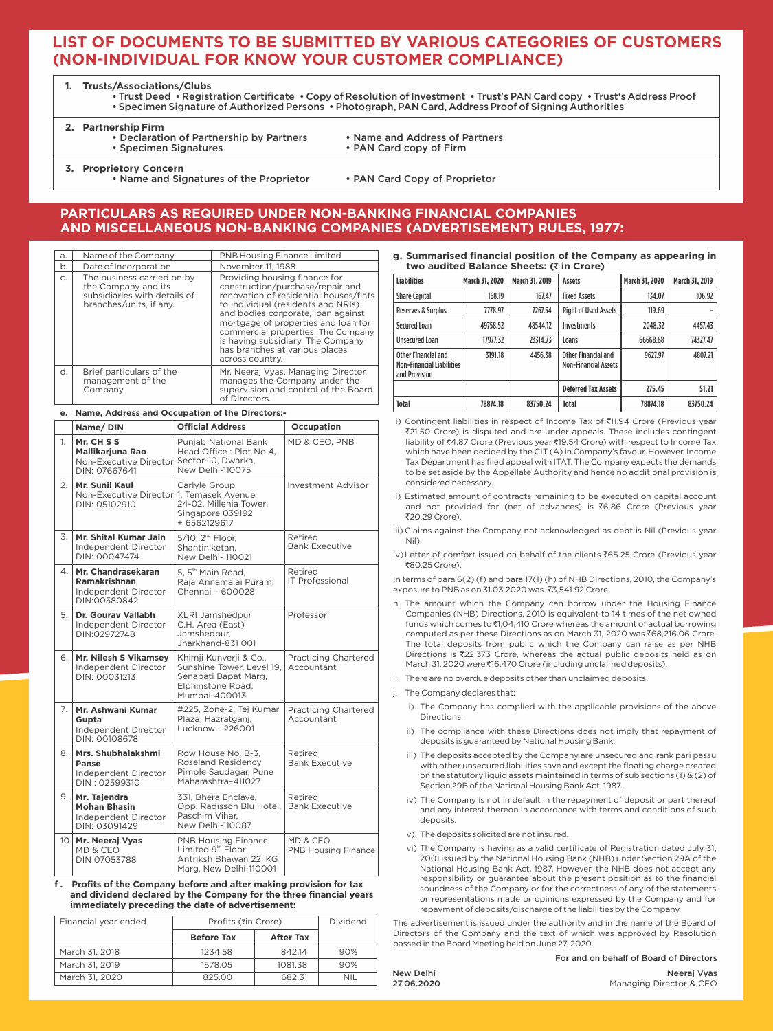# LIST OF DOCUMENTS TO BE SUBMITTED BY VARIOUS CATEGORIES OF CUSTOMERS (NON-INDIVIDUAL FOR KNOW YOUR CUSTOMER COMPLIANCE)

**1. Trusts/Associations/Clubs**
- Trust Deed • Registration Certificate • Copy of Resolution of Investment • Trust's PAN Card copy • Trust's Address Proof
- Specimen Signature of Authorized Persons • Photograph, PAN Card, Address Proof of Signing Authorities

**2. Partnership Firm**
- Declaration of Partnership by Partners
- Name and Address of Partners
- Specimen Signatures
- PAN Card copy of Firm

**3. Proprietory Concern**
- Name and Signatures of the Proprietor
- PAN Card Copy of Proprietor

## PARTICULARS AS REQUIRED UNDER NON-BANKING FINANCIAL COMPANIES AND MISCELLANEOUS NON-BANKING COMPANIES (ADVERTISEMENT) RULES, 1977:

| | | |
|---|---|---|
| a. | Name of the Company | PNB Housing Finance Limited |
| b. | Date of Incorporation | November 11, 1988 |
| c. | The business carried on by the Company and its subsidiaries with details of branches/units, if any. | Providing housing finance for construction/purchase/repair and renovation of residential houses/flats to individual (residents and NRIs) and bodies corporate, loan against mortgage of properties and loan for commercial properties. The Company is having subsidiary. The Company has branches at various places across country. |
| d. | Brief particulars of the management of the Company | Mr. Neeraj Vyas, Managing Director, manages the Company under the supervision and control of the Board of Directors. |

**e. Name, Address and Occupation of the Directors:-**

| | Name/ DIN | Official Address | Occupation |
|---|---|---|---|
| 1. | **Mr. CH S S Mallikarjuna Rao** Non-Executive Director DIN: 07667641 | Punjab National Bank Head Office : Plot No 4, Sector-10, Dwarka, New Delhi-110075 | MD & CEO, PNB |
| 2. | **Mr. Sunil Kaul** Non-Executive Director DIN: 05102910 | Carlyle Group 1, Temasek Avenue 24-02, Millenia Tower, Singapore 039192 + 6562129617 | Investment Advisor |
| 3. | **Mr. Shital Kumar Jain** Independent Director DIN: 00047474 | 5/10, 2nd Floor, Shantiniketan, New Delhi- 110021 | Retired Bank Executive |
| 4. | **Mr. Chandrasekaran Ramakrishnan** Independent Director DIN:00580842 | 5, 5th Main Road, Raja Annamalai Puram, Chennai – 600028 | Retired IT Professional |
| 5. | **Dr. Gourav Vallabh** Independent Director DIN:02972748 | XLRI Jamshedpur C.H. Area (East) Jamshedpur, Jharkhand-831 001 | Professor |
| 6. | **Mr. Nilesh S Vikamsey** Independent Director DIN: 00031213 | Khimji Kunverji & Co., Sunshine Tower, Level 19, Senapati Bapat Marg, Elphinstone Road, Mumbai-400013 | Practicing Chartered Accountant |
| 7. | **Mr. Ashwani Kumar Gupta** Independent Director DIN: 00108678 | #225, Zone-2, Tej Kumar Plaza, Hazratganj, Lucknow - 226001 | Practicing Chartered Accountant |
| 8. | **Mrs. Shubhalakshmi Panse** Independent Director DIN : 02599310 | Row House No. B-3, Roseland Residency Pimple Saudagar, Pune Maharashtra–411027 | Retired Bank Executive |
| 9. | **Mr. Tajendra Mohan Bhasin** Independent Director DIN: 03091429 | 331, Bhera Enclave, Opp. Radisson Blu Hotel, Paschim Vihar, New Delhi-110087 | Retired Bank Executive |
| 10. | **Mr. Neeraj Vyas** MD & CEO DIN 07053788 | PNB Housing Finance Limited 9th Floor Antriksh Bhawan 22, KG Marg, New Delhi-110001 | MD & CEO, PNB Housing Finance |

**f. Profits of the Company before and after making provision for tax and dividend declared by the Company for the three financial years immediately preceding the date of advertisement:**

| Financial year ended | Profits (₹in Crore) | | Dividend |
|---|---|---|---|
| | **Before Tax** | **After Tax** | |
| March 31, 2018 | 1234.58 | 842.14 | 90% |
| March 31, 2019 | 1578.05 | 1081.38 | 90% |
| March 31, 2020 | 825.00 | 682.31 | NIL |

**g. Summarised financial position of the Company as appearing in two audited Balance Sheets: (₹ in Crore)**

| Liabilities | March 31, 2020 | March 31, 2019 | Assets | March 31, 2020 | March 31, 2019 |
|---|---|---|---|---|---|
| Share Capital | 168.19 | 167.47 | Fixed Assets | 134.07 | 106.92 |
| Reserves & Surplus | 7778.97 | 7267.54 | Right of Used Assets | 119.69 | - |
| Secured Loan | 49758.52 | 48544.12 | Investments | 2048.32 | 4457.43 |
| Unsecured Loan | 17977.32 | 23314.73 | Loans | 66668.68 | 74327.47 |
| Other Financial and Non-Financial Liabilities and Provision | 3191.18 | 4456.38 | Other Financial and Non-Financial Assets | 9627.97 | 4807.21 |
| | | | Deferred Tax Assets | 275.45 | 51.21 |
| Total | 78874.18 | 83750.24 | Total | 78874.18 | 83750.24 |

i) Contingent liabilities in respect of Income Tax of ₹11.94 Crore (Previous year ₹21.50 Crore) is disputed and are under appeals. These includes contingent liability of ₹4.87 Crore (Previous year ₹19.54 Crore) with respect to Income Tax which have been decided by the CIT (A) in Company's favour. However, Income Tax Department has filed appeal with ITAT. The Company expects the demands to be set aside by the Appellate Authority and hence no additional provision is considered necessary.

ii) Estimated amount of contracts remaining to be executed on capital account and not provided for (net of advances) is ₹6.86 Crore (Previous year ₹20.29 Crore).

iii) Claims against the Company not acknowledged as debt is Nil (Previous year Nil).

iv) Letter of comfort issued on behalf of the clients ₹65.25 Crore (Previous year ₹80.25 Crore).

In terms of para 6(2) (f) and para 17(1) (h) of NHB Directions, 2010, the Company's exposure to PNB as on 31.03.2020 was ₹3,541.92 Crore.

h. The amount which the Company can borrow under the Housing Finance Companies (NHB) Directions, 2010 is equivalent to 14 times of the net owned funds which comes to ₹1,04,410 Crore whereas the amount of actual borrowing computed as per these Directions as on March 31, 2020 was ₹68,216.06 Crore. The total deposits from public which the Company can raise as per NHB Directions is ₹22,373 Crore, whereas the actual public deposits held as on March 31, 2020 were ₹16,470 Crore (including unclaimed deposits).

i. There are no overdue deposits other than unclaimed deposits.

j. The Company declares that:

i) The Company has complied with the applicable provisions of the above Directions.

ii) The compliance with these Directions does not imply that repayment of deposits is guaranteed by National Housing Bank.

iii) The deposits accepted by the Company are unsecured and rank pari passu with other unsecured liabilities save and except the floating charge created on the statutory liquid assets maintained in terms of sub sections (1) & (2) of Section 29B of the National Housing Bank Act, 1987.

iv) The Company is not in default in the repayment of deposit or part thereof and any interest thereon in accordance with terms and conditions of such deposits.

v) The deposits solicited are not insured.

vi) The Company is having as a valid certificate of Registration dated July 31, 2001 issued by the National Housing Bank (NHB) under Section 29A of the National Housing Bank Act, 1987. However, the NHB does not accept any responsibility or guarantee about the present position as to the financial soundness of the Company or for the correctness of any of the statements or representations made or opinions expressed by the Company and for repayment of deposits/discharge of the liabilities by the Company.

The advertisement is issued under the authority and in the name of the Board of Directors of the Company and the text of which was approved by Resolution passed in the Board Meeting held on June 27, 2020.

For and on behalf of Board of Directors

New Delhi
27.06.2020

Neeraj Vyas
Managing Director & CEO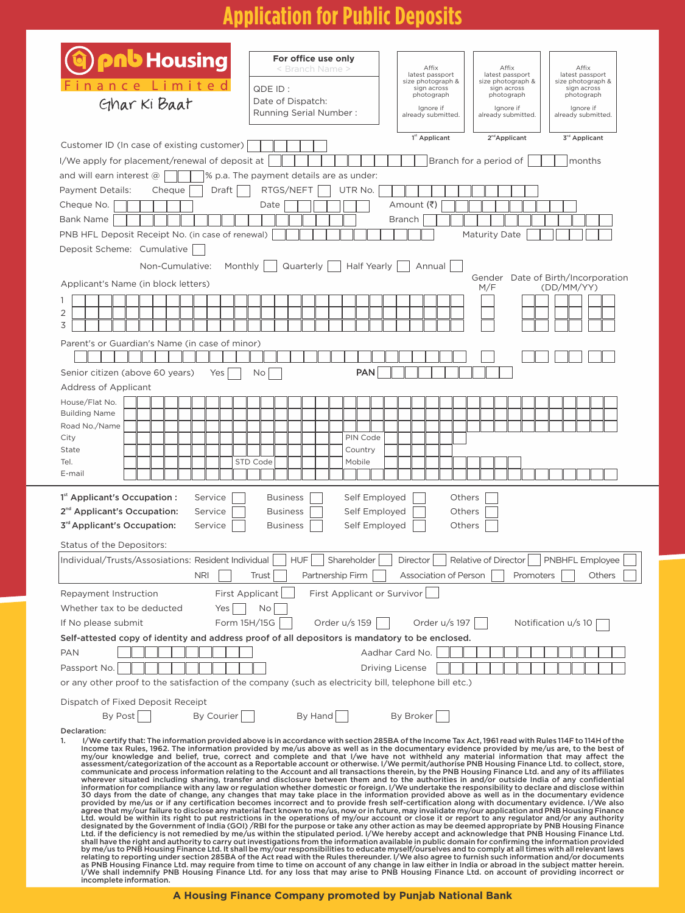# Application for Public Deposits

**pnb Housing Finance Limited**
Ghar Ki Baat

**For office use only**
< Branch Name >

QDE ID :
Date of Dispatch:
Running Serial Number :

| Affix latest passport size photograph & sign across photograph. Ignore if already submitted. | Affix latest passport size photograph & sign across photograph. Ignore if already submitted. | Affix latest passport size photograph & sign across photograph. Ignore if already submitted. |
|---|---|---|
| 1st Applicant | 2nd Applicant | 3rd Applicant |

Customer ID (In case of existing customer) ☐

I/We apply for placement/renewal of deposit at ☐ Branch for a period of ☐ months and will earn interest @ ☐ % p.a. The payment details are as under:

Payment Details: Cheque ☐ Draft ☐ RTGS/NEFT ☐ UTR No. ☐

Cheque No. ☐ Date ☐ Amount (₹) ☐

Bank Name ☐ Branch ☐

PNB HFL Deposit Receipt No. (in case of renewal) ☐ Maturity Date ☐

Deposit Scheme: Cumulative ☐

Non-Cumulative: Monthly ☐ Quarterly ☐ Half Yearly ☐ Annual ☐

| Applicant's Name (in block letters) | Gender M/F | Date of Birth/Incorporation (DD/MM/YY) |
|---|---|---|
| 1 | | |
| 2 | | |
| 3 | | |

Parent's or Guardian's Name (in case of minor) ☐

Senior citizen (above 60 years) Yes ☐ No ☐ **PAN** ☐

Address of Applicant

House/Flat No.
Building Name
Road No./Name
City ☐ PIN Code ☐
State ☐ Country ☐
Tel. ☐ STD Code ☐ Mobile ☐
E-mail ☐

**1st Applicant's Occupation :** Service ☐ Business ☐ Self Employed ☐ Others ☐
**2nd Applicant's Occupation:** Service ☐ Business ☐ Self Employed ☐ Others ☐
**3rd Applicant's Occupation:** Service ☐ Business ☐ Self Employed ☐ Others ☐

Status of the Depositors:

Individual/Trusts/Assosiations: Resident Individual ☐ HUF ☐ Shareholder ☐ Director ☐ Relative of Director ☐ PNBHFL Employee ☐
NRI ☐ Trust ☐ Partnership Firm ☐ Association of Person ☐ Promoters ☐ Others ☐

Repayment Instruction First Applicant ☐ First Applicant or Survivor ☐

Whether tax to be deducted Yes ☐ No ☐

If No please submit Form 15H/15G ☐ Order u/s 159 ☐ Order u/s 197 ☐ Notification u/s 10 ☐

**Self-attested copy of identity and address proof of all depositors is mandatory to be enclosed.**

PAN ☐ Aadhar Card No. ☐

Passport No. ☐ Driving License ☐

or any other proof to the satisfaction of the company (such as electricity bill, telephone bill etc.)

Dispatch of Fixed Deposit Receipt

By Post ☐ By Courier ☐ By Hand ☐ By Broker ☐

**Declaration:**

1. I/We certify that: The information provided above is in accordance with section 285BA of the Income Tax Act, 1961 read with Rules 114F to 114H of the Income tax Rules, 1962. The information provided by me/us above as well as in the documentary evidence provided by me/us are, to the best of my/our knowledge and belief, true, correct and complete and that I/we have not withheld any material information that may affect the assessment/categorization of the account as a Reportable account or otherwise. I/We permit/authorise PNB Housing Finance Ltd. to collect, store, communicate and process information relating to the Account and all transactions therein, by the PNB Housing Finance Ltd. and any of its affiliates wherever situated including sharing, transfer and disclosure between them and to the authorities in and/or outside India of any confidential information for compliance with any law or regulation whether domestic or foreign. I/We undertake the responsibility to declare and disclose within 30 days from the date of change, any changes that may take place in the information provided above as well as in the documentary evidence provided by me/us or if any certification becomes incorrect and to provide fresh self-certification along with documentary evidence. I/We also agree that my/our failure to disclose any material fact known to me/us, now or in future, may invalidate my/our application and PNB Housing Finance Ltd. would be within its right to put restrictions in the operations of my/our account or close it or report to any regulator and/or any authority designated by the Government of India (GOI) /RBI for the purpose or take any other action as may be deemed appropriate by PNB Housing Finance Ltd. if the deficiency is not remedied by me/us within the stipulated period. I/We hereby accept and acknowledge that PNB Housing Finance Ltd. shall have the right and authority to carry out investigations from the information available in public domain for confirming the information provided by me/us to PNB Housing Finance Ltd. It shall be my/our responsibilities to educate myself/ourselves and to comply at all times with all relevant laws relating to reporting under section 285BA of the Act read with the Rules thereunder. I/We also agree to furnish such information and/or documents as PNB Housing Finance Ltd. may require from time to time on account of any change in law either in India or abroad in the subject matter herein. I/We shall indemnify PNB Housing Finance Ltd. for any loss that may arise to PNB Housing Finance Ltd. on account of providing incorrect or incomplete information.

**A Housing Finance Company promoted by Punjab National Bank**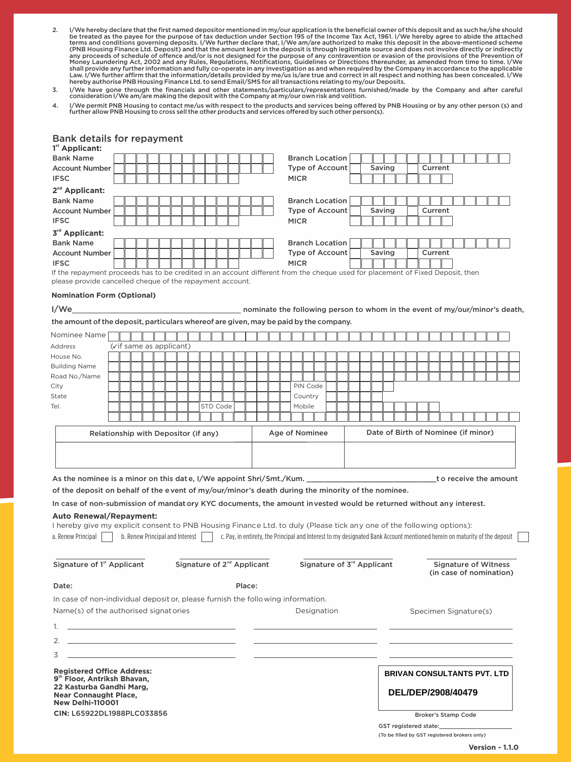2. I/We hereby declare that the first named depositor mentioned in my/our application is the beneficial owner of this deposit and as such he/she should be treated as the payee for the purpose of tax deduction under Section 195 of the Income Tax Act, 1961. I/We hereby agree to abide the attached terms and conditions governing deposits. I/We further declare that, I/We am/are authorized to make this deposit in the above-mentioned scheme (PNB Housing Finance Ltd. Deposit) and that the amount kept in the deposit is through legitimate source and does not involve directly or indirectly any proceeds of schedule of offence and/or is not designed for the purpose of any contravention or evasion of the provisions of the Prevention of Money Laundering Act, 2002 and any Rules, Regulations, Notifications, Guidelines or Directions thereunder, as amended from time to time. I/We shall provide any further information and fully co-operate in any investigation as and when required by the Company in accordance to the applicable Law. I/We further affirm that the information/details provided by me/us is/are true and correct in all respect and nothing has been concealed. I/We hereby authorise PNB Housing Finance Ltd. to send Email/SMS for all transactions relating to my/our Deposits.
3. I/We have gone through the financials and other statements/particulars/representations furnished/made by the Company and after careful consideration I/We am/are making the deposit with the Company at my/our own risk and volition.
4. I/We permit PNB Housing to contact me/us with respect to the products and services being offered by PNB Housing or by any other person (s) and further allow PNB Housing to cross sell the other products and services offered by such other person(s).

## Bank details for repayment

**1st Applicant:**

Bank Name ______ Branch Location ______

Account Number ______ Type of Account ☐ Saving ☐ Current

IFSC ______ MICR ______

**2nd Applicant:**

Bank Name ______ Branch Location ______

Account Number ______ Type of Account ☐ Saving ☐ Current

IFSC ______ MICR ______

**3rd Applicant:**

Bank Name ______ Branch Location ______

Account Number ______ Type of Account ☐ Saving ☐ Current

IFSC ______ MICR ______

If the repayment proceeds has to be credited in an account different from the cheque used for placement of Fixed Deposit, then please provide cancelled cheque of the repayment account.

**Nomination Form (Optional)**

I/We______________________________________ nominate the following person to whom in the event of my/our/minor's death, the amount of the deposit, particulars whereof are given, may be paid by the company.

Nominee Name ______

Address (✓if same as applicant)

House No. ______

Building Name ______

Road No./Name ______

City ______ PIN Code ______

State ______ Country ______

Tel. ______ STD Code ______ Mobile ______

| Relationship with Depositor (if any) | Age of Nominee | Date of Birth of Nominee (if minor) |
|---|---|---|
| | | |

As the nominee is a minor on this date, I/We appoint Shri/Smt./Kum. ______________________________ to receive the amount of the deposit on behalf of the event of my/our/minor's death during the minority of the nominee.

In case of non-submission of mandatory KYC documents, the amount invested would be returned without any interest.

**Auto Renewal/Repayment:**

I hereby give my explicit consent to PNB Housing Finance Ltd. to duly (Please tick any one of the following options):

a. Renew Principal ☐ b. Renew Principal and Interest ☐ c. Pay, in entirety, the Principal and Interest to my designated Bank Account mentioned herein on maturity of the deposit ☐

Signature of 1st Applicant | Signature of 2nd Applicant | Signature of 3rd Applicant | Signature of Witness (in case of nomination)

Date: Place:

In case of non-individual depositor, please furnish the following information.

| Name(s) of the authorised signatories | Designation | Specimen Signature(s) |
|---|---|---|
| 1. | | |
| 2. | | |
| 3 | | |

**Registered Office Address:**
**9th Floor, Antriksh Bhavan,**
**22 Kasturba Gandhi Marg,**
**Near Connaught Place,**
**New Delhi-110001**

**CIN:** L65922DL1988PLC033856

**BRIVAN CONSULTANTS PVT. LTD**

**DEL/DEP/2908/40479**

Broker's Stamp Code

GST registered state:_____________________

(To be filled by GST registered brokers only)

**Version - 1.1.0**